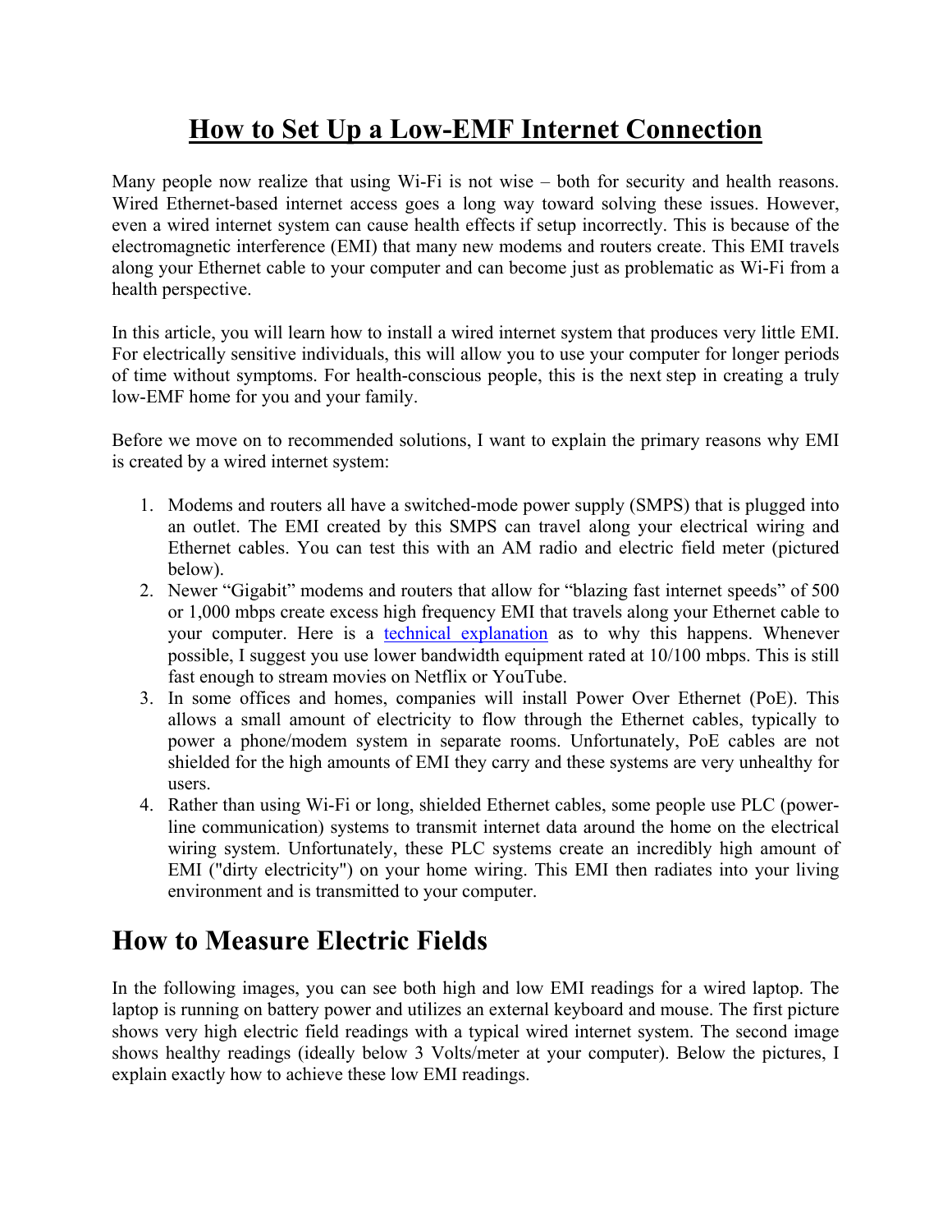# How to Set Up a Low-EMF Internet Connection

Many people now realize that using Wi-Fi is not wise – both for security and health reasons. Wired Ethernet-based internet access goes a long way toward solving these issues. However, even a wired internet system can cause health effects if setup incorrectly. This is because of the electromagnetic interference (EMI) that many new modems and routers create. This EMI travels along your Ethernet cable to your computer and can become just as problematic as Wi-Fi from a health perspective.

In this article, you will learn how to install a wired internet system that produces very little EMI. For electrically sensitive individuals, this will allow you to use your computer for longer periods of time without symptoms. For health-conscious people, this is the next step in creating a truly low-EMF home for you and your family.

Before we move on to recommended solutions, I want to explain the primary reasons why EMI is created by a wired internet system:

1. Modems and routers all have a switched-mode power supply (SMPS) that is plugged into an outlet. The EMI created by this SMPS can travel along your electrical wiring and Ethernet cables. You can test this with an AM radio and electric field meter (pictured below).
2. Newer "Gigabit" modems and routers that allow for "blazing fast internet speeds" of 500 or 1,000 mbps create excess high frequency EMI that travels along your Ethernet cable to your computer. Here is a technical explanation as to why this happens. Whenever possible, I suggest you use lower bandwidth equipment rated at 10/100 mbps. This is still fast enough to stream movies on Netflix or YouTube.
3. In some offices and homes, companies will install Power Over Ethernet (PoE). This allows a small amount of electricity to flow through the Ethernet cables, typically to power a phone/modem system in separate rooms. Unfortunately, PoE cables are not shielded for the high amounts of EMI they carry and these systems are very unhealthy for users.
4. Rather than using Wi-Fi or long, shielded Ethernet cables, some people use PLC (power-line communication) systems to transmit internet data around the home on the electrical wiring system. Unfortunately, these PLC systems create an incredibly high amount of EMI ("dirty electricity") on your home wiring. This EMI then radiates into your living environment and is transmitted to your computer.

## How to Measure Electric Fields

In the following images, you can see both high and low EMI readings for a wired laptop. The laptop is running on battery power and utilizes an external keyboard and mouse. The first picture shows very high electric field readings with a typical wired internet system. The second image shows healthy readings (ideally below 3 Volts/meter at your computer). Below the pictures, I explain exactly how to achieve these low EMI readings.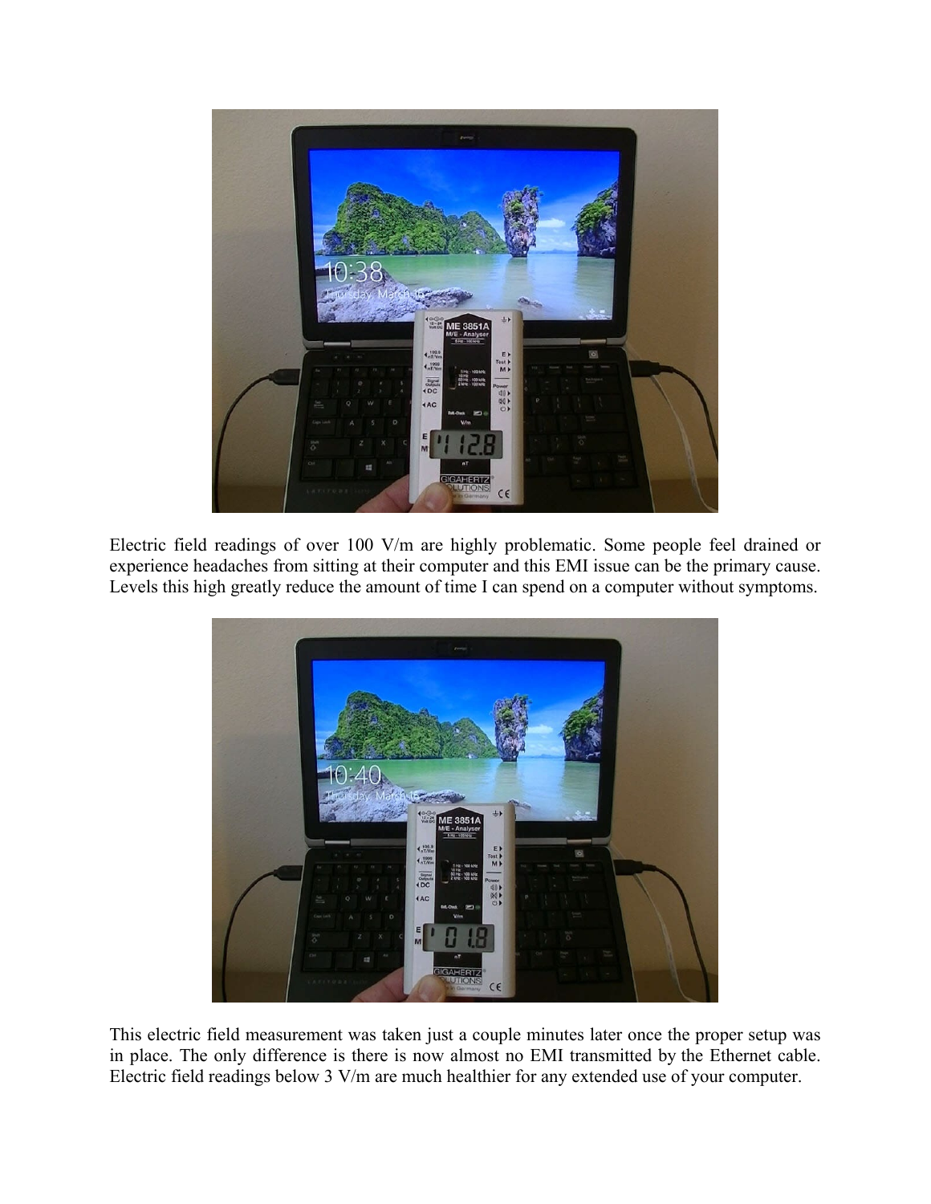Electric field readings of over 100 V/m are highly problematic. Some people feel drained or experience headaches from sitting at their computer and this EMI issue can be the primary cause. Levels this high greatly reduce the amount of time I can spend on a computer without symptoms.

This electric field measurement was taken just a couple minutes later once the proper setup was in place. The only difference is there is now almost no EMI transmitted by the Ethernet cable. Electric field readings below 3 V/m are much healthier for any extended use of your computer.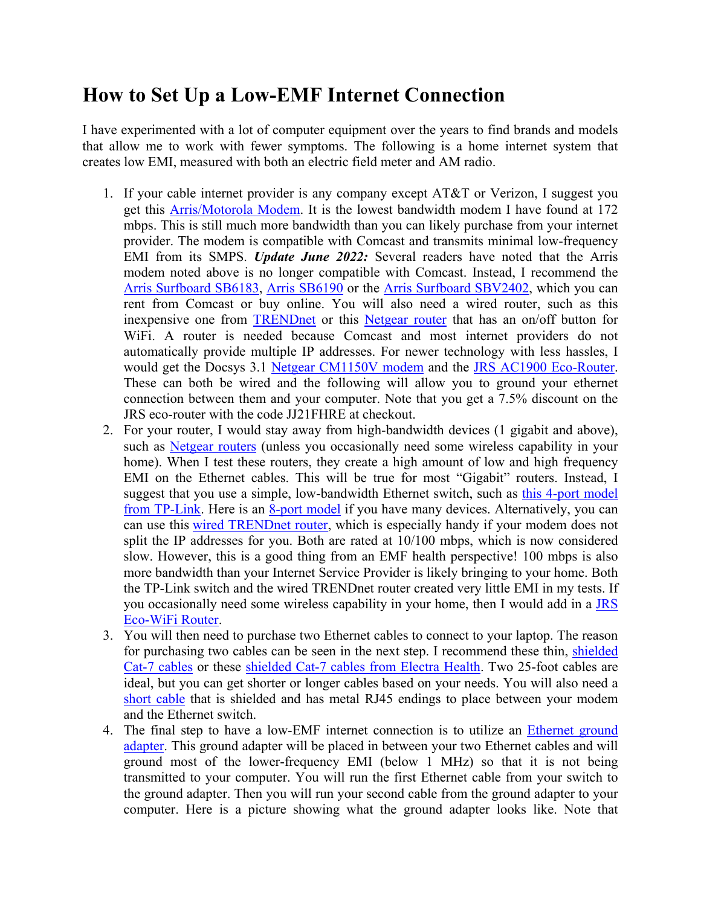# How to Set Up a Low-EMF Internet Connection

I have experimented with a lot of computer equipment over the years to find brands and models that allow me to work with fewer symptoms. The following is a home internet system that creates low EMI, measured with both an electric field meter and AM radio.

1. If your cable internet provider is any company except AT&T or Verizon, I suggest you get this Arris/Motorola Modem. It is the lowest bandwidth modem I have found at 172 mbps. This is still much more bandwidth than you can likely purchase from your internet provider. The modem is compatible with Comcast and transmits minimal low-frequency EMI from its SMPS. ***Update June 2022:*** Several readers have noted that the Arris modem noted above is no longer compatible with Comcast. Instead, I recommend the Arris Surfboard SB6183, Arris SB6190 or the Arris Surfboard SBV2402, which you can rent from Comcast or buy online. You will also need a wired router, such as this inexpensive one from TRENDnet or this Netgear router that has an on/off button for WiFi. A router is needed because Comcast and most internet providers do not automatically provide multiple IP addresses. For newer technology with less hassles, I would get the Docsys 3.1 Netgear CM1150V modem and the JRS AC1900 Eco-Router. These can both be wired and the following will allow you to ground your ethernet connection between them and your computer. Note that you get a 7.5% discount on the JRS eco-router with the code JJ21FHRE at checkout.
2. For your router, I would stay away from high-bandwidth devices (1 gigabit and above), such as Netgear routers (unless you occasionally need some wireless capability in your home). When I test these routers, they create a high amount of low and high frequency EMI on the Ethernet cables. This will be true for most "Gigabit" routers. Instead, I suggest that you use a simple, low-bandwidth Ethernet switch, such as this 4-port model from TP-Link. Here is an 8-port model if you have many devices. Alternatively, you can can use this wired TRENDnet router, which is especially handy if your modem does not split the IP addresses for you. Both are rated at 10/100 mbps, which is now considered slow. However, this is a good thing from an EMF health perspective! 100 mbps is also more bandwidth than your Internet Service Provider is likely bringing to your home. Both the TP-Link switch and the wired TRENDnet router created very little EMI in my tests. If you occasionally need some wireless capability in your home, then I would add in a JRS Eco-WiFi Router.
3. You will then need to purchase two Ethernet cables to connect to your laptop. The reason for purchasing two cables can be seen in the next step. I recommend these thin, shielded Cat-7 cables or these shielded Cat-7 cables from Electra Health. Two 25-foot cables are ideal, but you can get shorter or longer cables based on your needs. You will also need a short cable that is shielded and has metal RJ45 endings to place between your modem and the Ethernet switch.
4. The final step to have a low-EMF internet connection is to utilize an Ethernet ground adapter. This ground adapter will be placed in between your two Ethernet cables and will ground most of the lower-frequency EMI (below 1 MHz) so that it is not being transmitted to your computer. You will run the first Ethernet cable from your switch to the ground adapter. Then you will run your second cable from the ground adapter to your computer. Here is a picture showing what the ground adapter looks like. Note that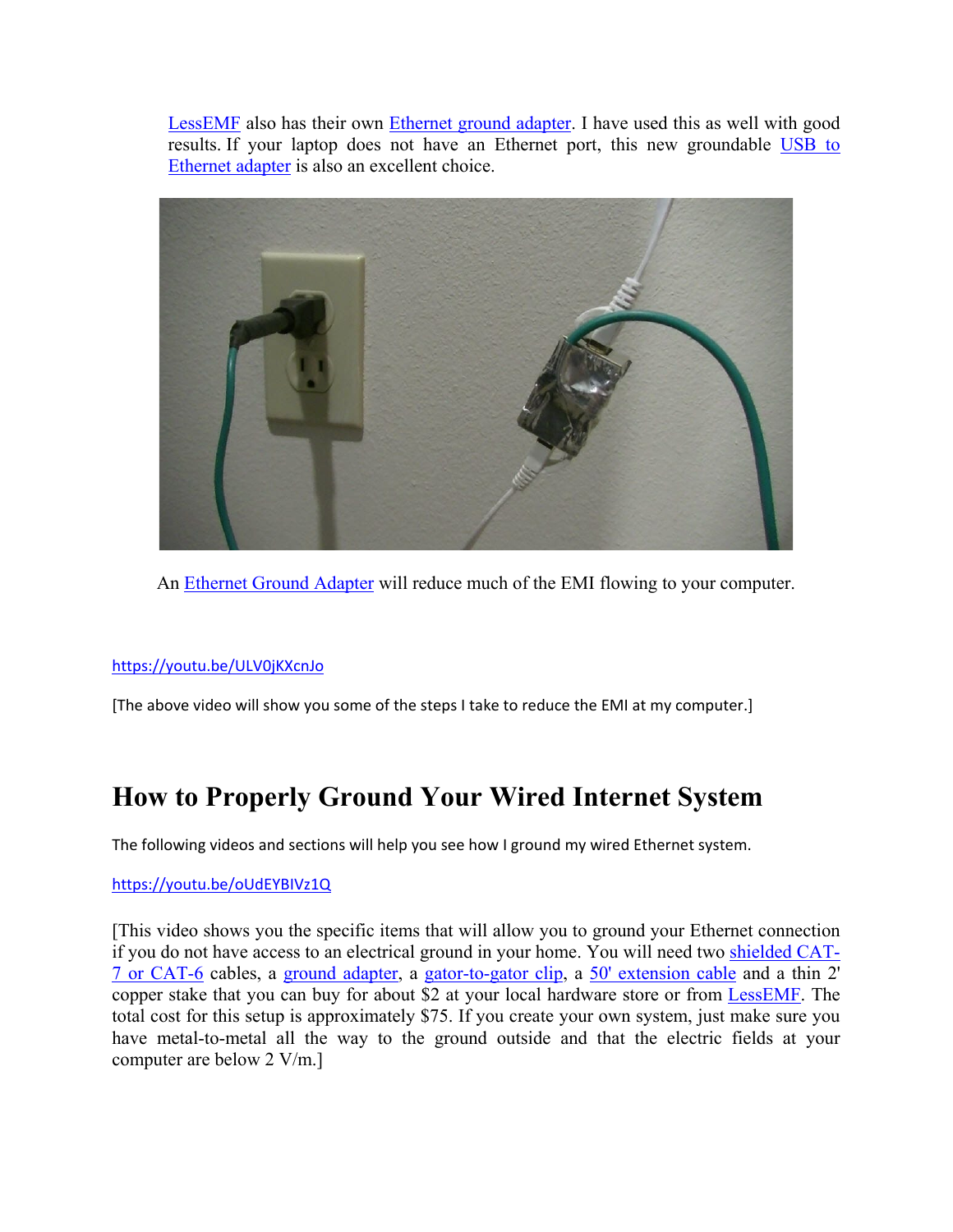LessEMF also has their own Ethernet ground adapter. I have used this as well with good results. If your laptop does not have an Ethernet port, this new groundable USB to Ethernet adapter is also an excellent choice.

An Ethernet Ground Adapter will reduce much of the EMI flowing to your computer.

https://youtu.be/ULV0jKXcnJo

[The above video will show you some of the steps I take to reduce the EMI at my computer.]

# How to Properly Ground Your Wired Internet System

The following videos and sections will help you see how I ground my wired Ethernet system.

https://youtu.be/oUdEYBIVz1Q

[This video shows you the specific items that will allow you to ground your Ethernet connection if you do not have access to an electrical ground in your home. You will need two shielded CAT-7 or CAT-6 cables, a ground adapter, a gator-to-gator clip, a 50' extension cable and a thin 2' copper stake that you can buy for about $2 at your local hardware store or from LessEMF. The total cost for this setup is approximately $75. If you create your own system, just make sure you have metal-to-metal all the way to the ground outside and that the electric fields at your computer are below 2 V/m.]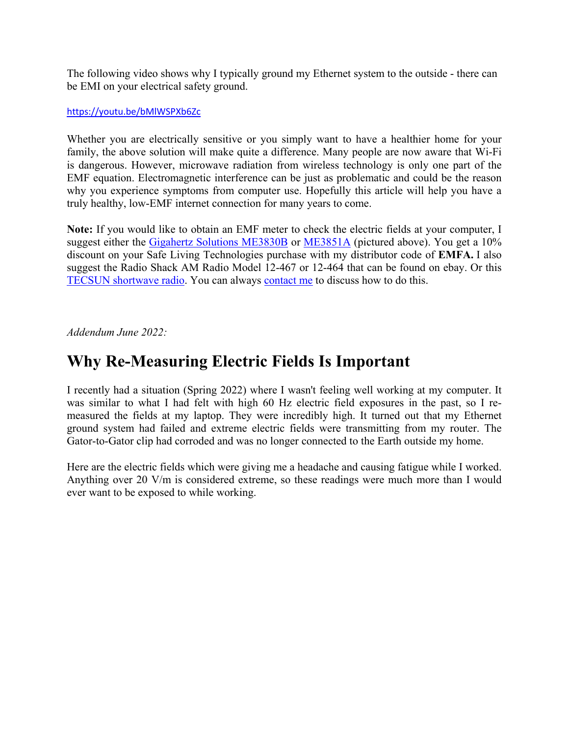The following video shows why I typically ground my Ethernet system to the outside - there can be EMI on your electrical safety ground.

https://youtu.be/bMlWSPXb6Zc

Whether you are electrically sensitive or you simply want to have a healthier home for your family, the above solution will make quite a difference. Many people are now aware that Wi-Fi is dangerous. However, microwave radiation from wireless technology is only one part of the EMF equation. Electromagnetic interference can be just as problematic and could be the reason why you experience symptoms from computer use. Hopefully this article will help you have a truly healthy, low-EMF internet connection for many years to come.

**Note:** If you would like to obtain an EMF meter to check the electric fields at your computer, I suggest either the Gigahertz Solutions ME3830B or ME3851A (pictured above). You get a 10% discount on your Safe Living Technologies purchase with my distributor code of **EMFA.** I also suggest the Radio Shack AM Radio Model 12-467 or 12-464 that can be found on ebay. Or this TECSUN shortwave radio. You can always contact me to discuss how to do this.

*Addendum June 2022:*

# Why Re-Measuring Electric Fields Is Important

I recently had a situation (Spring 2022) where I wasn't feeling well working at my computer. It was similar to what I had felt with high 60 Hz electric field exposures in the past, so I re-measured the fields at my laptop. They were incredibly high. It turned out that my Ethernet ground system had failed and extreme electric fields were transmitting from my router. The Gator-to-Gator clip had corroded and was no longer connected to the Earth outside my home.

Here are the electric fields which were giving me a headache and causing fatigue while I worked. Anything over 20 V/m is considered extreme, so these readings were much more than I would ever want to be exposed to while working.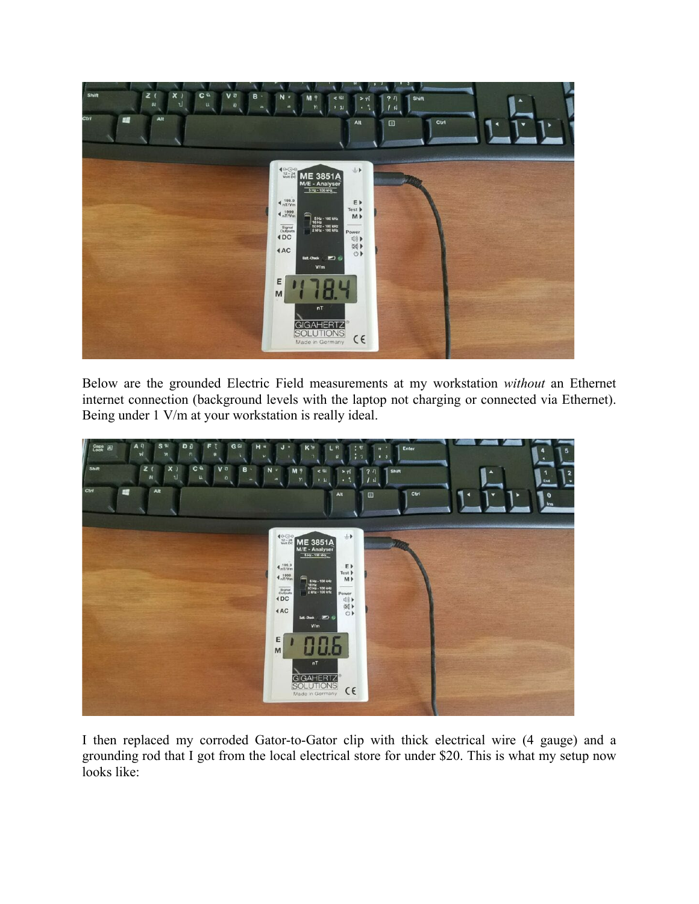Below are the grounded Electric Field measurements at my workstation *without* an Ethernet internet connection (background levels with the laptop not charging or connected via Ethernet). Being under 1 V/m at your workstation is really ideal.

I then replaced my corroded Gator-to-Gator clip with thick electrical wire (4 gauge) and a grounding rod that I got from the local electrical store for under $20. This is what my setup now looks like: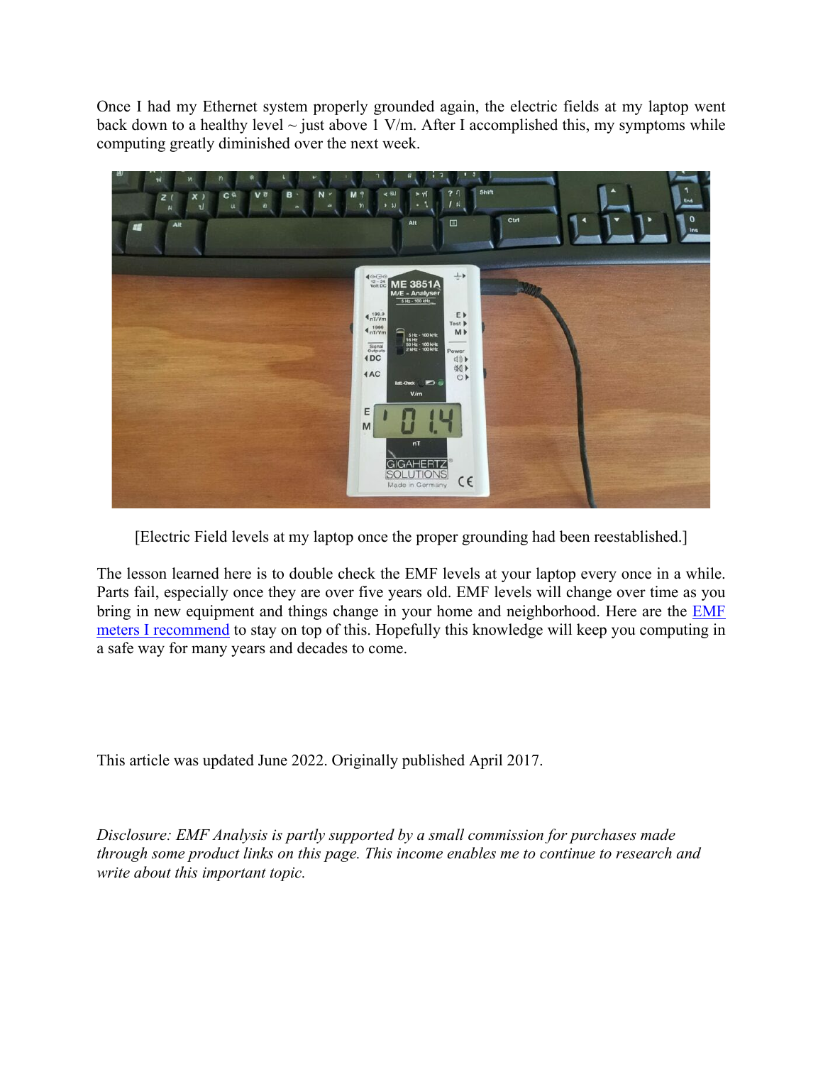Once I had my Ethernet system properly grounded again, the electric fields at my laptop went back down to a healthy level ~ just above 1 V/m. After I accomplished this, my symptoms while computing greatly diminished over the next week.

[Electric Field levels at my laptop once the proper grounding had been reestablished.]

The lesson learned here is to double check the EMF levels at your laptop every once in a while. Parts fail, especially once they are over five years old. EMF levels will change over time as you bring in new equipment and things change in your home and neighborhood. Here are the EMF meters I recommend to stay on top of this. Hopefully this knowledge will keep you computing in a safe way for many years and decades to come.

This article was updated June 2022. Originally published April 2017.

*Disclosure: EMF Analysis is partly supported by a small commission for purchases made through some product links on this page. This income enables me to continue to research and write about this important topic.*